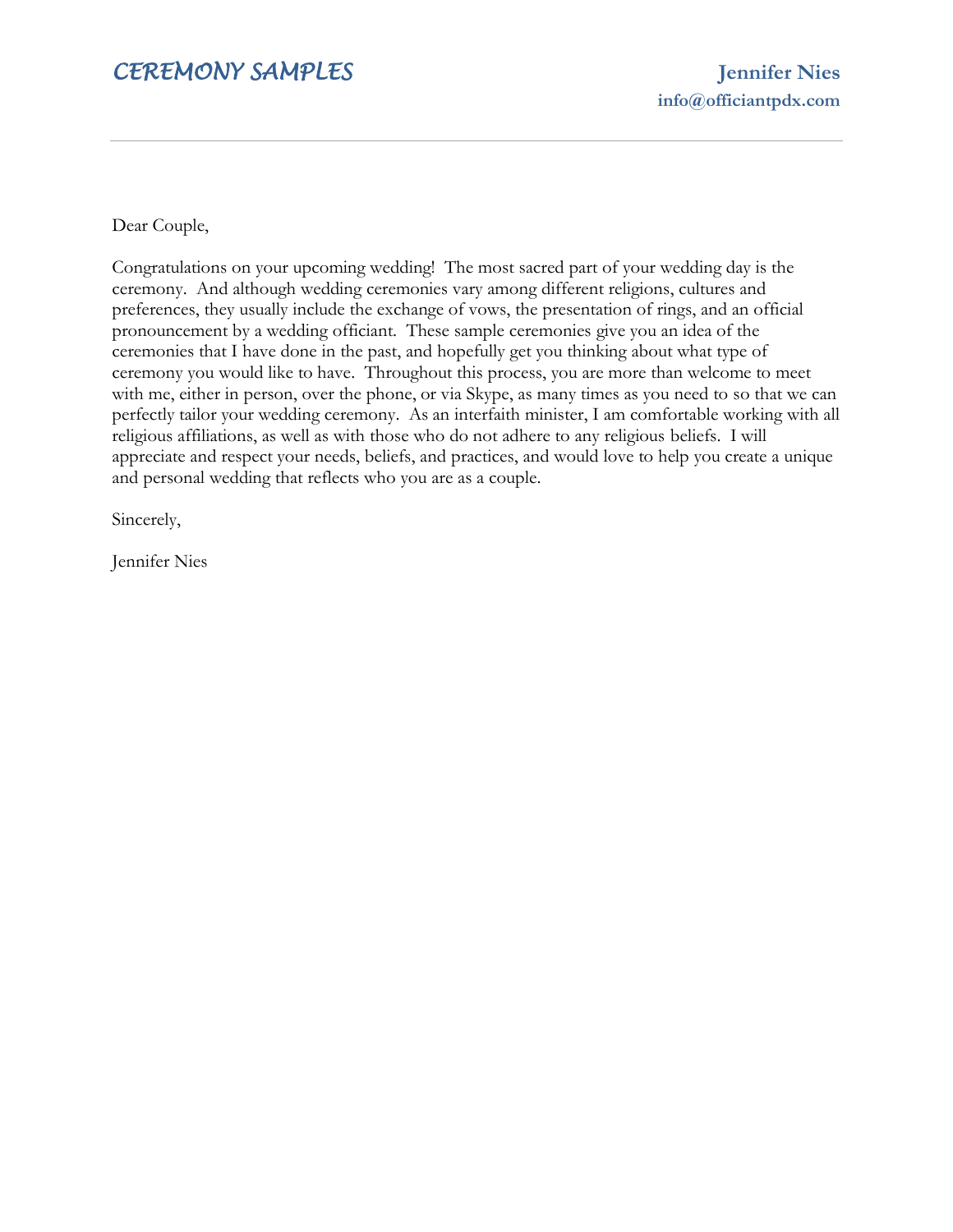# *CEREMONY SAMPLES*

**Jennifer Nies**
**info@officiantpdx.com**

---

Dear Couple,

Congratulations on your upcoming wedding! The most sacred part of your wedding day is the ceremony. And although wedding ceremonies vary among different religions, cultures and preferences, they usually include the exchange of vows, the presentation of rings, and an official pronouncement by a wedding officiant. These sample ceremonies give you an idea of the ceremonies that I have done in the past, and hopefully get you thinking about what type of ceremony you would like to have. Throughout this process, you are more than welcome to meet with me, either in person, over the phone, or via Skype, as many times as you need to so that we can perfectly tailor your wedding ceremony. As an interfaith minister, I am comfortable working with all religious affiliations, as well as with those who do not adhere to any religious beliefs. I will appreciate and respect your needs, beliefs, and practices, and would love to help you create a unique and personal wedding that reflects who you are as a couple.

Sincerely,

Jennifer Nies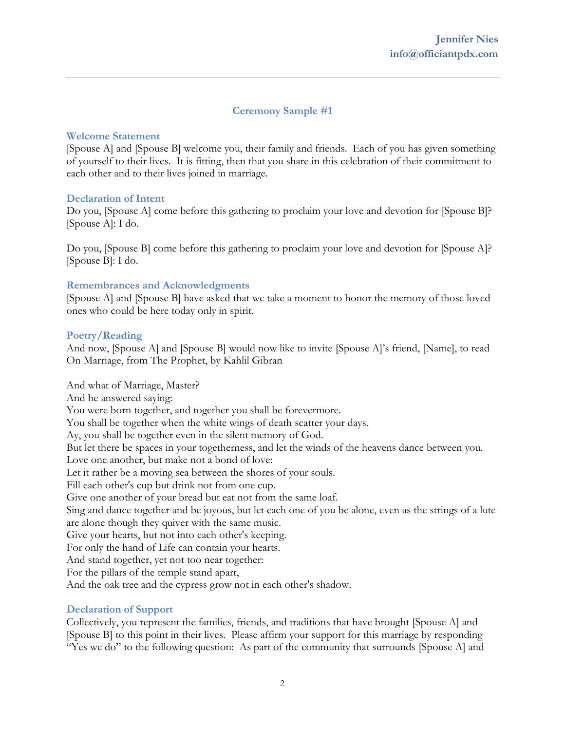## Ceremony Sample #1

### Welcome Statement

[Spouse A] and [Spouse B] welcome you, their family and friends. Each of you has given something of yourself to their lives. It is fitting, then that you share in this celebration of their commitment to each other and to their lives joined in marriage.

### Declaration of Intent

Do you, [Spouse A] come before this gathering to proclaim your love and devotion for [Spouse B]?
[Spouse A]: I do.

Do you, [Spouse B] come before this gathering to proclaim your love and devotion for [Spouse A]?
[Spouse B]: I do.

### Remembrances and Acknowledgments

[Spouse A] and [Spouse B] have asked that we take a moment to honor the memory of those loved ones who could be here today only in spirit.

### Poetry/Reading

And now, [Spouse A] and [Spouse B] would now like to invite [Spouse A]'s friend, [Name], to read On Marriage, from The Prophet, by Kahlil Gibran

And what of Marriage, Master?
And he answered saying:
You were born together, and together you shall be forevermore.
You shall be together when the white wings of death scatter your days.
Ay, you shall be together even in the silent memory of God.
But let there be spaces in your togetherness, and let the winds of the heavens dance between you.
Love one another, but make not a bond of love:
Let it rather be a moving sea between the shores of your souls.
Fill each other's cup but drink not from one cup.
Give one another of your bread but eat not from the same loaf.
Sing and dance together and be joyous, but let each one of you be alone, even as the strings of a lute are alone though they quiver with the same music.
Give your hearts, but not into each other's keeping.
For only the hand of Life can contain your hearts.
And stand together, yet not too near together:
For the pillars of the temple stand apart,
And the oak tree and the cypress grow not in each other's shadow.

### Declaration of Support

Collectively, you represent the families, friends, and traditions that have brought [Spouse A] and [Spouse B] to this point in their lives. Please affirm your support for this marriage by responding "Yes we do" to the following question: As part of the community that surrounds [Spouse A] and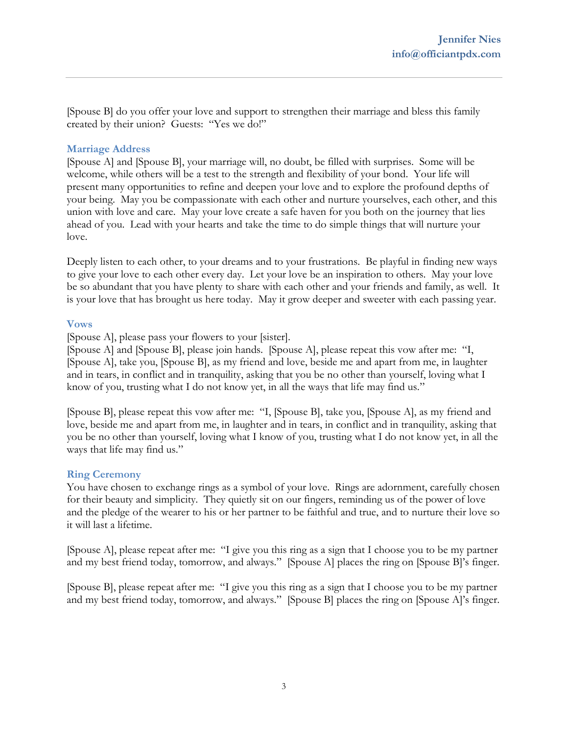[Spouse B] do you offer your love and support to strengthen their marriage and bless this family created by their union? Guests: "Yes we do!"

### Marriage Address

[Spouse A] and [Spouse B], your marriage will, no doubt, be filled with surprises. Some will be welcome, while others will be a test to the strength and flexibility of your bond. Your life will present many opportunities to refine and deepen your love and to explore the profound depths of your being. May you be compassionate with each other and nurture yourselves, each other, and this union with love and care. May your love create a safe haven for you both on the journey that lies ahead of you. Lead with your hearts and take the time to do simple things that will nurture your love.

Deeply listen to each other, to your dreams and to your frustrations. Be playful in finding new ways to give your love to each other every day. Let your love be an inspiration to others. May your love be so abundant that you have plenty to share with each other and your friends and family, as well. It is your love that has brought us here today. May it grow deeper and sweeter with each passing year.

### Vows

[Spouse A], please pass your flowers to your [sister].
[Spouse A] and [Spouse B], please join hands. [Spouse A], please repeat this vow after me: "I, [Spouse A], take you, [Spouse B], as my friend and love, beside me and apart from me, in laughter and in tears, in conflict and in tranquility, asking that you be no other than yourself, loving what I know of you, trusting what I do not know yet, in all the ways that life may find us."

[Spouse B], please repeat this vow after me: "I, [Spouse B], take you, [Spouse A], as my friend and love, beside me and apart from me, in laughter and in tears, in conflict and in tranquility, asking that you be no other than yourself, loving what I know of you, trusting what I do not know yet, in all the ways that life may find us."

### Ring Ceremony

You have chosen to exchange rings as a symbol of your love. Rings are adornment, carefully chosen for their beauty and simplicity. They quietly sit on our fingers, reminding us of the power of love and the pledge of the wearer to his or her partner to be faithful and true, and to nurture their love so it will last a lifetime.

[Spouse A], please repeat after me: "I give you this ring as a sign that I choose you to be my partner and my best friend today, tomorrow, and always." [Spouse A] places the ring on [Spouse B]'s finger.

[Spouse B], please repeat after me: "I give you this ring as a sign that I choose you to be my partner and my best friend today, tomorrow, and always." [Spouse B] places the ring on [Spouse A]'s finger.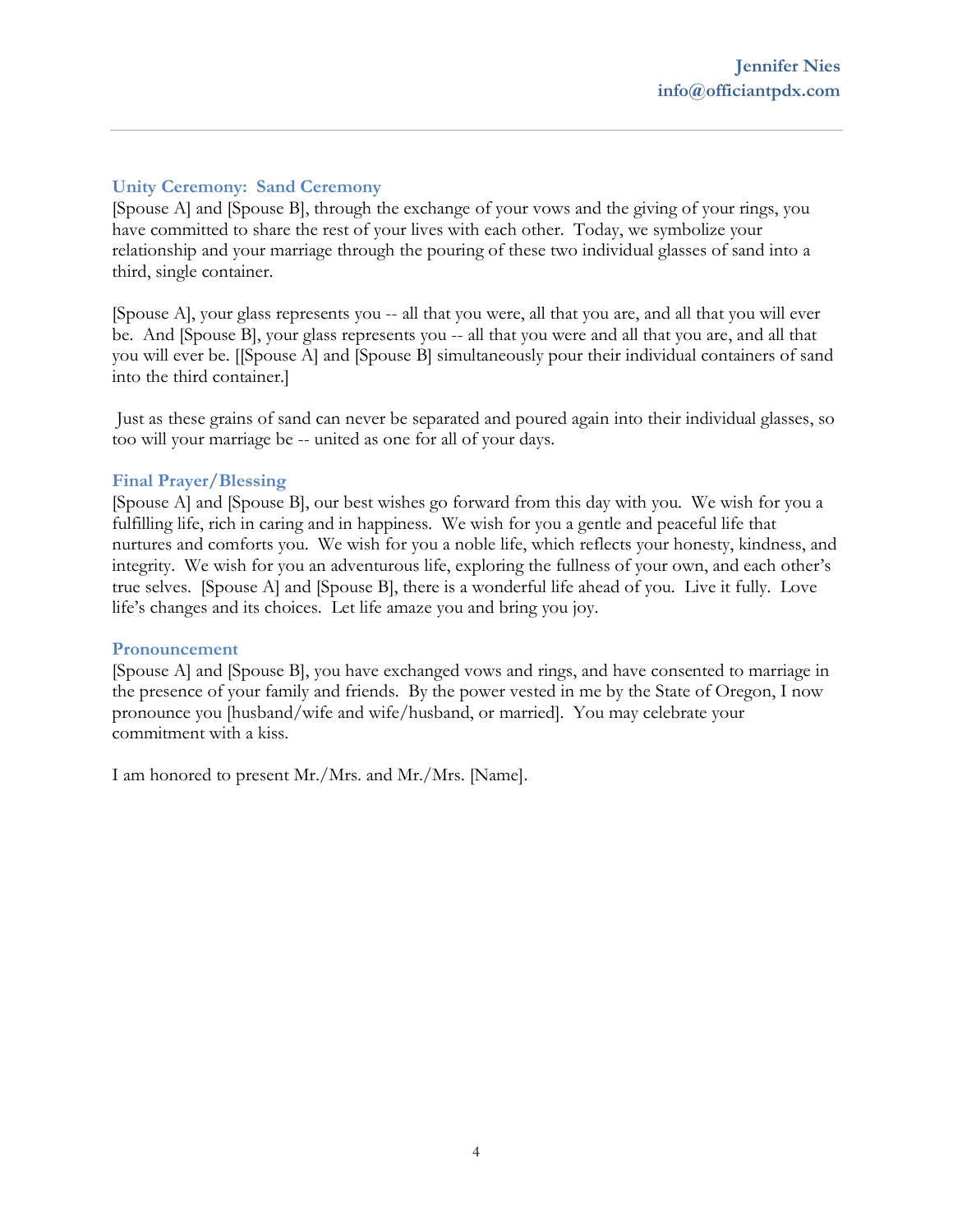### Unity Ceremony:  Sand Ceremony

[Spouse A] and [Spouse B], through the exchange of your vows and the giving of your rings, you have committed to share the rest of your lives with each other.  Today, we symbolize your relationship and your marriage through the pouring of these two individual glasses of sand into a third, single container.

[Spouse A], your glass represents you -- all that you were, all that you are, and all that you will ever be.  And [Spouse B], your glass represents you -- all that you were and all that you are, and all that you will ever be. [[Spouse A] and [Spouse B] simultaneously pour their individual containers of sand into the third container.]

Just as these grains of sand can never be separated and poured again into their individual glasses, so too will your marriage be -- united as one for all of your days.

### Final Prayer/Blessing

[Spouse A] and [Spouse B], our best wishes go forward from this day with you.  We wish for you a fulfilling life, rich in caring and in happiness.  We wish for you a gentle and peaceful life that nurtures and comforts you.  We wish for you a noble life, which reflects your honesty, kindness, and integrity.  We wish for you an adventurous life, exploring the fullness of your own, and each other's true selves.  [Spouse A] and [Spouse B], there is a wonderful life ahead of you.  Live it fully.  Love life's changes and its choices.  Let life amaze you and bring you joy.

### Pronouncement

[Spouse A] and [Spouse B], you have exchanged vows and rings, and have consented to marriage in the presence of your family and friends.  By the power vested in me by the State of Oregon, I now pronounce you [husband/wife and wife/husband, or married].  You may celebrate your commitment with a kiss.

I am honored to present Mr./Mrs. and Mr./Mrs. [Name].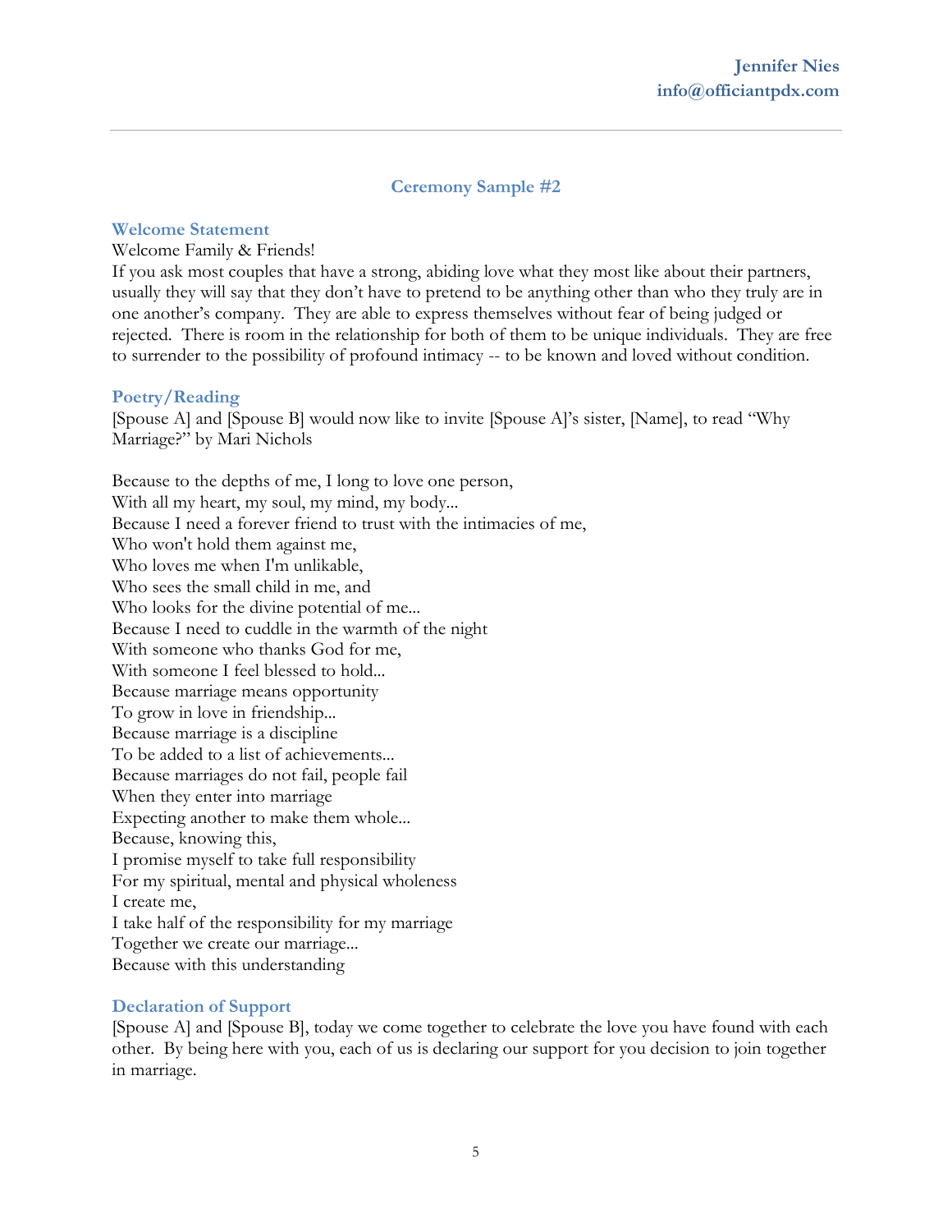## Ceremony Sample #2

### Welcome Statement

Welcome Family & Friends!

If you ask most couples that have a strong, abiding love what they most like about their partners, usually they will say that they don't have to pretend to be anything other than who they truly are in one another's company. They are able to express themselves without fear of being judged or rejected. There is room in the relationship for both of them to be unique individuals. They are free to surrender to the possibility of profound intimacy -- to be known and loved without condition.

### Poetry/Reading

[Spouse A] and [Spouse B] would now like to invite [Spouse A]'s sister, [Name], to read "Why Marriage?" by Mari Nichols

Because to the depths of me, I long to love one person,
With all my heart, my soul, my mind, my body...
Because I need a forever friend to trust with the intimacies of me,
Who won't hold them against me,
Who loves me when I'm unlikable,
Who sees the small child in me, and
Who looks for the divine potential of me...
Because I need to cuddle in the warmth of the night
With someone who thanks God for me,
With someone I feel blessed to hold...
Because marriage means opportunity
To grow in love in friendship...
Because marriage is a discipline
To be added to a list of achievements...
Because marriages do not fail, people fail
When they enter into marriage
Expecting another to make them whole...
Because, knowing this,
I promise myself to take full responsibility
For my spiritual, mental and physical wholeness
I create me,
I take half of the responsibility for my marriage
Together we create our marriage...
Because with this understanding

### Declaration of Support

[Spouse A] and [Spouse B], today we come together to celebrate the love you have found with each other. By being here with you, each of us is declaring our support for you decision to join together in marriage.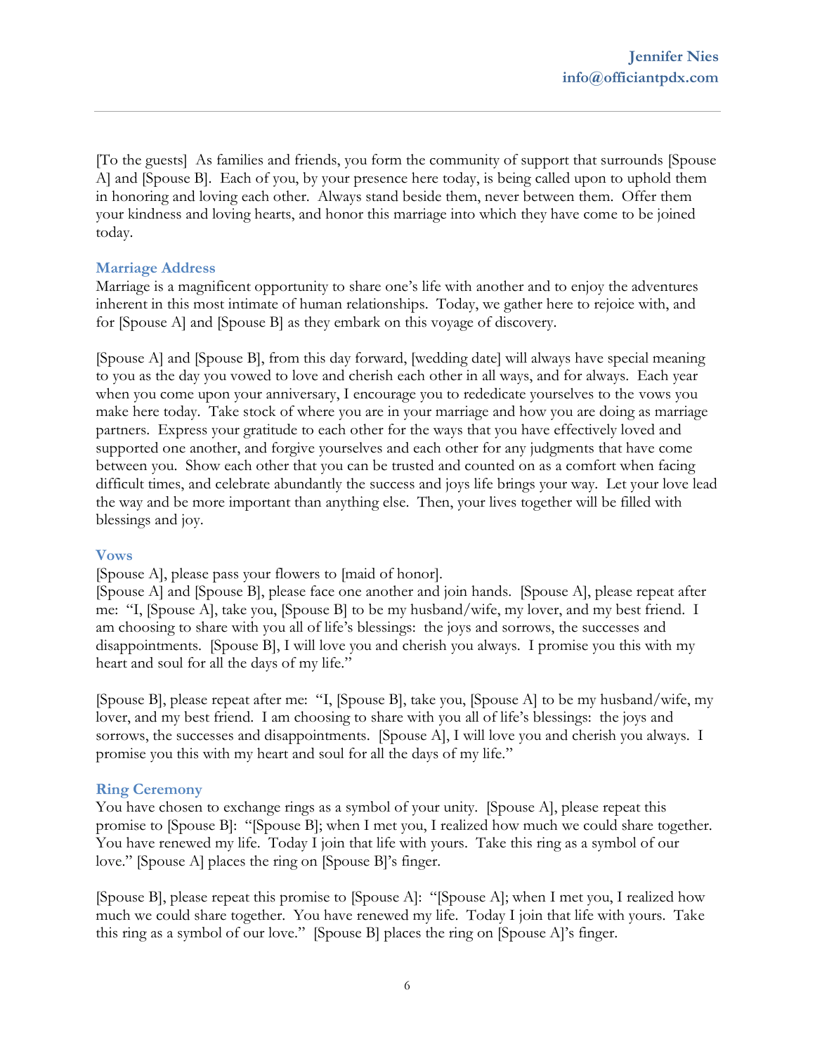[To the guests] As families and friends, you form the community of support that surrounds [Spouse A] and [Spouse B]. Each of you, by your presence here today, is being called upon to uphold them in honoring and loving each other. Always stand beside them, never between them. Offer them your kindness and loving hearts, and honor this marriage into which they have come to be joined today.

### Marriage Address

Marriage is a magnificent opportunity to share one's life with another and to enjoy the adventures inherent in this most intimate of human relationships. Today, we gather here to rejoice with, and for [Spouse A] and [Spouse B] as they embark on this voyage of discovery.

[Spouse A] and [Spouse B], from this day forward, [wedding date] will always have special meaning to you as the day you vowed to love and cherish each other in all ways, and for always. Each year when you come upon your anniversary, I encourage you to rededicate yourselves to the vows you make here today. Take stock of where you are in your marriage and how you are doing as marriage partners. Express your gratitude to each other for the ways that you have effectively loved and supported one another, and forgive yourselves and each other for any judgments that have come between you. Show each other that you can be trusted and counted on as a comfort when facing difficult times, and celebrate abundantly the success and joys life brings your way. Let your love lead the way and be more important than anything else. Then, your lives together will be filled with blessings and joy.

### Vows

[Spouse A], please pass your flowers to [maid of honor].
[Spouse A] and [Spouse B], please face one another and join hands. [Spouse A], please repeat after me: "I, [Spouse A], take you, [Spouse B] to be my husband/wife, my lover, and my best friend. I am choosing to share with you all of life's blessings: the joys and sorrows, the successes and disappointments. [Spouse B], I will love you and cherish you always. I promise you this with my heart and soul for all the days of my life."

[Spouse B], please repeat after me: "I, [Spouse B], take you, [Spouse A] to be my husband/wife, my lover, and my best friend. I am choosing to share with you all of life's blessings: the joys and sorrows, the successes and disappointments. [Spouse A], I will love you and cherish you always. I promise you this with my heart and soul for all the days of my life."

### Ring Ceremony

You have chosen to exchange rings as a symbol of your unity. [Spouse A], please repeat this promise to [Spouse B]: "[Spouse B]; when I met you, I realized how much we could share together. You have renewed my life. Today I join that life with yours. Take this ring as a symbol of our love." [Spouse A] places the ring on [Spouse B]'s finger.

[Spouse B], please repeat this promise to [Spouse A]: "[Spouse A]; when I met you, I realized how much we could share together. You have renewed my life. Today I join that life with yours. Take this ring as a symbol of our love." [Spouse B] places the ring on [Spouse A]'s finger.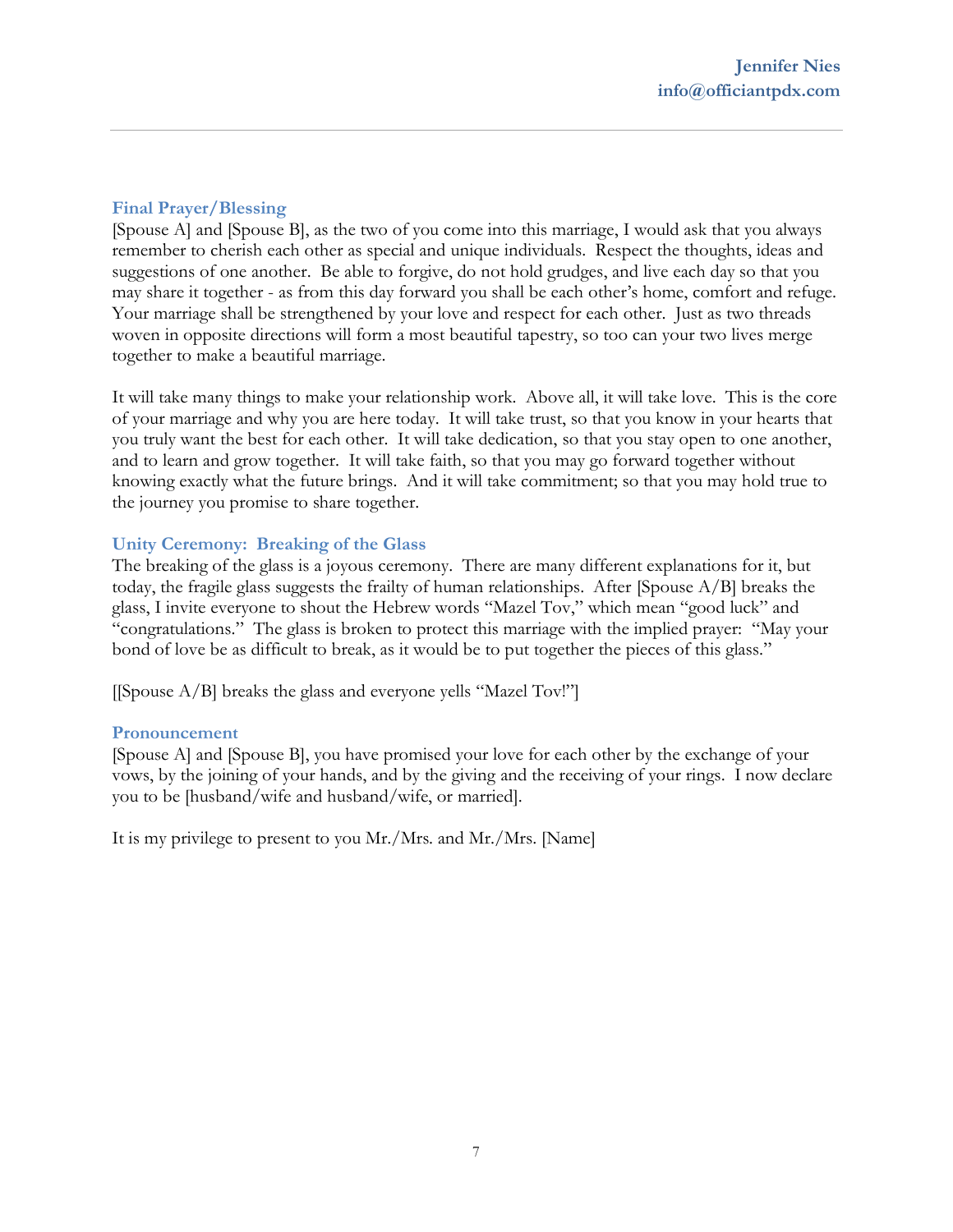### Final Prayer/Blessing

[Spouse A] and [Spouse B], as the two of you come into this marriage, I would ask that you always remember to cherish each other as special and unique individuals. Respect the thoughts, ideas and suggestions of one another. Be able to forgive, do not hold grudges, and live each day so that you may share it together - as from this day forward you shall be each other's home, comfort and refuge. Your marriage shall be strengthened by your love and respect for each other. Just as two threads woven in opposite directions will form a most beautiful tapestry, so too can your two lives merge together to make a beautiful marriage.

It will take many things to make your relationship work. Above all, it will take love. This is the core of your marriage and why you are here today. It will take trust, so that you know in your hearts that you truly want the best for each other. It will take dedication, so that you stay open to one another, and to learn and grow together. It will take faith, so that you may go forward together without knowing exactly what the future brings. And it will take commitment; so that you may hold true to the journey you promise to share together.

### Unity Ceremony: Breaking of the Glass

The breaking of the glass is a joyous ceremony. There are many different explanations for it, but today, the fragile glass suggests the frailty of human relationships. After [Spouse A/B] breaks the glass, I invite everyone to shout the Hebrew words "Mazel Tov," which mean "good luck" and "congratulations." The glass is broken to protect this marriage with the implied prayer: "May your bond of love be as difficult to break, as it would be to put together the pieces of this glass."

[[Spouse A/B] breaks the glass and everyone yells "Mazel Tov!"]

### Pronouncement

[Spouse A] and [Spouse B], you have promised your love for each other by the exchange of your vows, by the joining of your hands, and by the giving and the receiving of your rings. I now declare you to be [husband/wife and husband/wife, or married].

It is my privilege to present to you Mr./Mrs. and Mr./Mrs. [Name]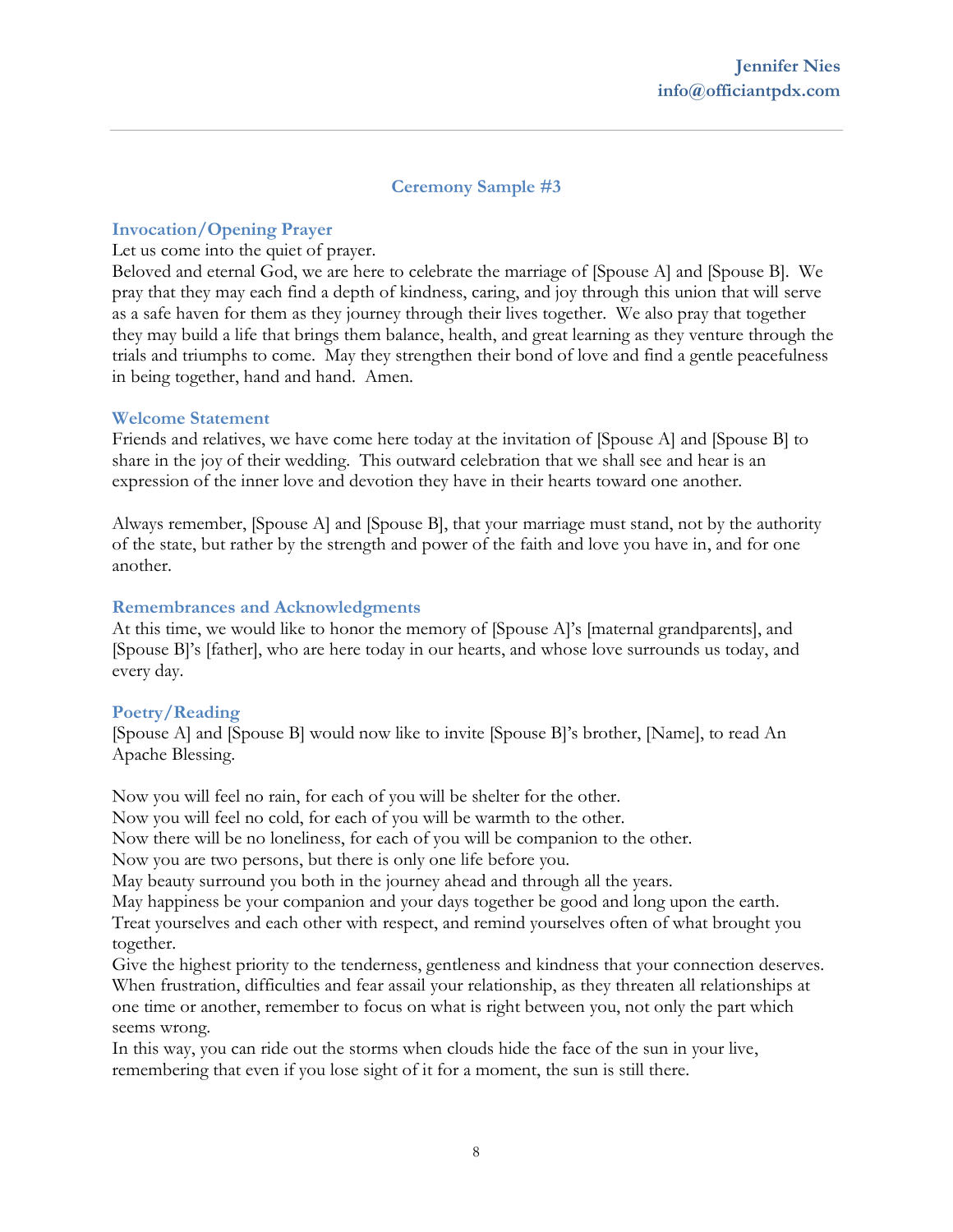## Ceremony Sample #3

### Invocation/Opening Prayer

Let us come into the quiet of prayer.

Beloved and eternal God, we are here to celebrate the marriage of [Spouse A] and [Spouse B]. We pray that they may each find a depth of kindness, caring, and joy through this union that will serve as a safe haven for them as they journey through their lives together. We also pray that together they may build a life that brings them balance, health, and great learning as they venture through the trials and triumphs to come. May they strengthen their bond of love and find a gentle peacefulness in being together, hand and hand. Amen.

### Welcome Statement

Friends and relatives, we have come here today at the invitation of [Spouse A] and [Spouse B] to share in the joy of their wedding. This outward celebration that we shall see and hear is an expression of the inner love and devotion they have in their hearts toward one another.

Always remember, [Spouse A] and [Spouse B], that your marriage must stand, not by the authority of the state, but rather by the strength and power of the faith and love you have in, and for one another.

### Remembrances and Acknowledgments

At this time, we would like to honor the memory of [Spouse A]'s [maternal grandparents], and [Spouse B]'s [father], who are here today in our hearts, and whose love surrounds us today, and every day.

### Poetry/Reading

[Spouse A] and [Spouse B] would now like to invite [Spouse B]'s brother, [Name], to read An Apache Blessing.

Now you will feel no rain, for each of you will be shelter for the other.
Now you will feel no cold, for each of you will be warmth to the other.
Now there will be no loneliness, for each of you will be companion to the other.
Now you are two persons, but there is only one life before you.
May beauty surround you both in the journey ahead and through all the years.
May happiness be your companion and your days together be good and long upon the earth.
Treat yourselves and each other with respect, and remind yourselves often of what brought you together.
Give the highest priority to the tenderness, gentleness and kindness that your connection deserves.
When frustration, difficulties and fear assail your relationship, as they threaten all relationships at one time or another, remember to focus on what is right between you, not only the part which seems wrong.
In this way, you can ride out the storms when clouds hide the face of the sun in your live, remembering that even if you lose sight of it for a moment, the sun is still there.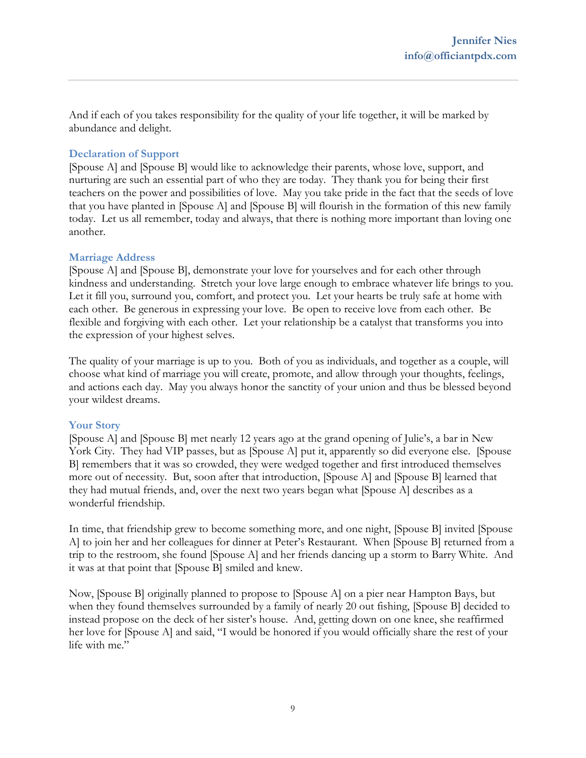And if each of you takes responsibility for the quality of your life together, it will be marked by abundance and delight.

### Declaration of Support

[Spouse A] and [Spouse B] would like to acknowledge their parents, whose love, support, and nurturing are such an essential part of who they are today. They thank you for being their first teachers on the power and possibilities of love. May you take pride in the fact that the seeds of love that you have planted in [Spouse A] and [Spouse B] will flourish in the formation of this new family today. Let us all remember, today and always, that there is nothing more important than loving one another.

### Marriage Address

[Spouse A] and [Spouse B], demonstrate your love for yourselves and for each other through kindness and understanding. Stretch your love large enough to embrace whatever life brings to you. Let it fill you, surround you, comfort, and protect you. Let your hearts be truly safe at home with each other. Be generous in expressing your love. Be open to receive love from each other. Be flexible and forgiving with each other. Let your relationship be a catalyst that transforms you into the expression of your highest selves.

The quality of your marriage is up to you. Both of you as individuals, and together as a couple, will choose what kind of marriage you will create, promote, and allow through your thoughts, feelings, and actions each day. May you always honor the sanctity of your union and thus be blessed beyond your wildest dreams.

### Your Story

[Spouse A] and [Spouse B] met nearly 12 years ago at the grand opening of Julie's, a bar in New York City. They had VIP passes, but as [Spouse A] put it, apparently so did everyone else. [Spouse B] remembers that it was so crowded, they were wedged together and first introduced themselves more out of necessity. But, soon after that introduction, [Spouse A] and [Spouse B] learned that they had mutual friends, and, over the next two years began what [Spouse A] describes as a wonderful friendship.

In time, that friendship grew to become something more, and one night, [Spouse B] invited [Spouse A] to join her and her colleagues for dinner at Peter's Restaurant. When [Spouse B] returned from a trip to the restroom, she found [Spouse A] and her friends dancing up a storm to Barry White. And it was at that point that [Spouse B] smiled and knew.

Now, [Spouse B] originally planned to propose to [Spouse A] on a pier near Hampton Bays, but when they found themselves surrounded by a family of nearly 20 out fishing, [Spouse B] decided to instead propose on the deck of her sister's house. And, getting down on one knee, she reaffirmed her love for [Spouse A] and said, "I would be honored if you would officially share the rest of your life with me."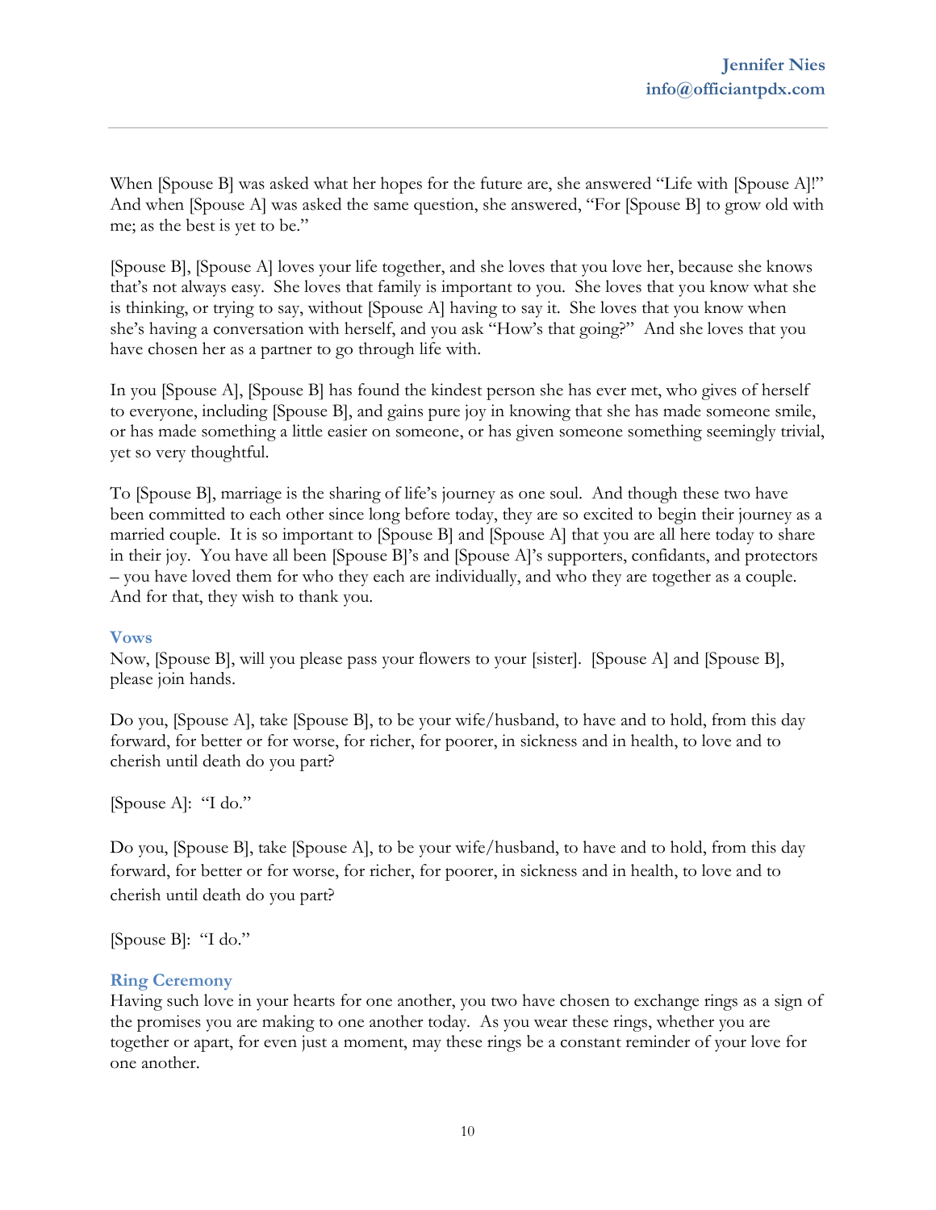When [Spouse B] was asked what her hopes for the future are, she answered "Life with [Spouse A]!" And when [Spouse A] was asked the same question, she answered, "For [Spouse B] to grow old with me; as the best is yet to be."

[Spouse B], [Spouse A] loves your life together, and she loves that you love her, because she knows that's not always easy. She loves that family is important to you. She loves that you know what she is thinking, or trying to say, without [Spouse A] having to say it. She loves that you know when she's having a conversation with herself, and you ask "How's that going?" And she loves that you have chosen her as a partner to go through life with.

In you [Spouse A], [Spouse B] has found the kindest person she has ever met, who gives of herself to everyone, including [Spouse B], and gains pure joy in knowing that she has made someone smile, or has made something a little easier on someone, or has given someone something seemingly trivial, yet so very thoughtful.

To [Spouse B], marriage is the sharing of life's journey as one soul. And though these two have been committed to each other since long before today, they are so excited to begin their journey as a married couple. It is so important to [Spouse B] and [Spouse A] that you are all here today to share in their joy. You have all been [Spouse B]'s and [Spouse A]'s supporters, confidants, and protectors – you have loved them for who they each are individually, and who they are together as a couple. And for that, they wish to thank you.

### Vows

Now, [Spouse B], will you please pass your flowers to your [sister]. [Spouse A] and [Spouse B], please join hands.

Do you, [Spouse A], take [Spouse B], to be your wife/husband, to have and to hold, from this day forward, for better or for worse, for richer, for poorer, in sickness and in health, to love and to cherish until death do you part?

[Spouse A]: "I do."

Do you, [Spouse B], take [Spouse A], to be your wife/husband, to have and to hold, from this day forward, for better or for worse, for richer, for poorer, in sickness and in health, to love and to cherish until death do you part?

[Spouse B]: "I do."

### Ring Ceremony

Having such love in your hearts for one another, you two have chosen to exchange rings as a sign of the promises you are making to one another today. As you wear these rings, whether you are together or apart, for even just a moment, may these rings be a constant reminder of your love for one another.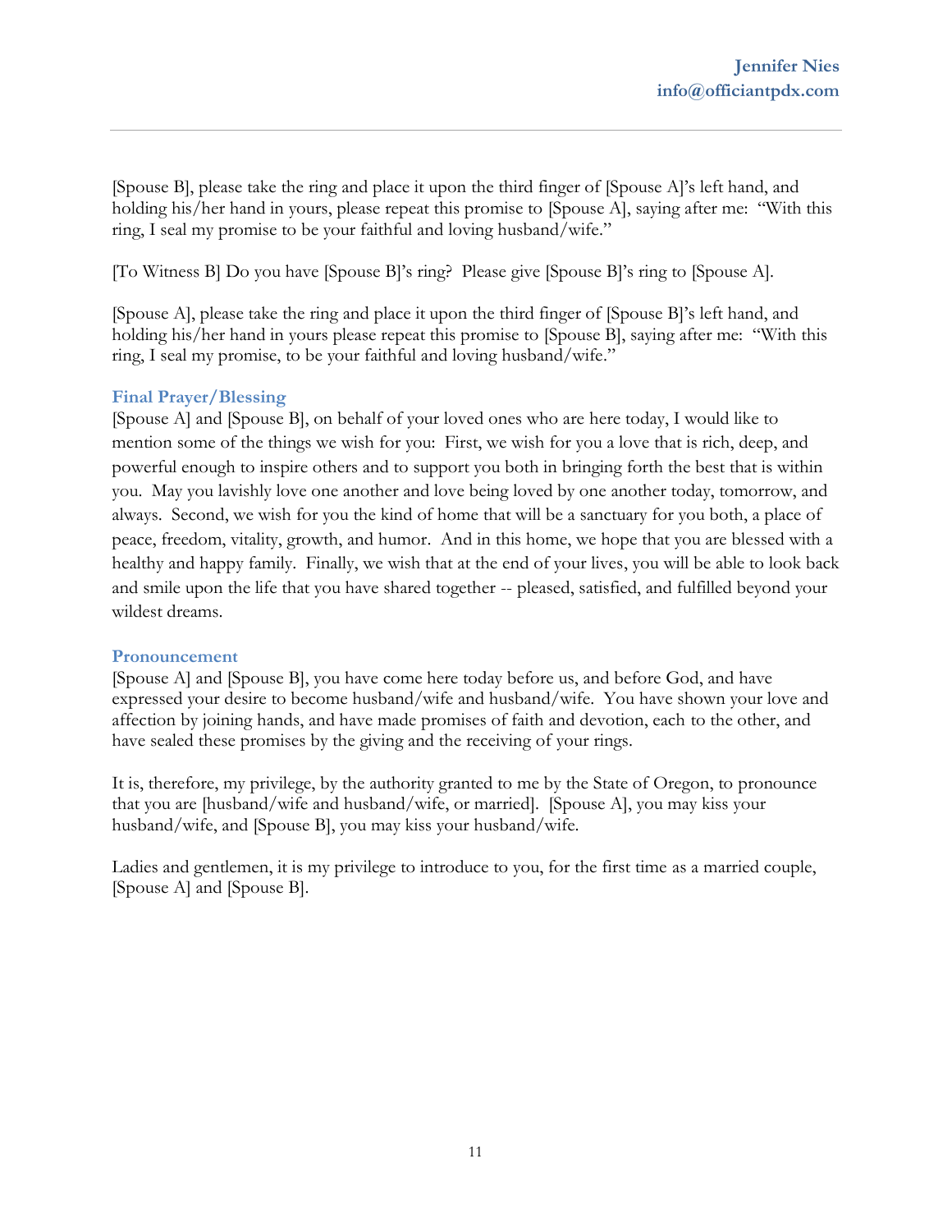[Spouse B], please take the ring and place it upon the third finger of [Spouse A]'s left hand, and holding his/her hand in yours, please repeat this promise to [Spouse A], saying after me: "With this ring, I seal my promise to be your faithful and loving husband/wife."

[To Witness B] Do you have [Spouse B]'s ring? Please give [Spouse B]'s ring to [Spouse A].

[Spouse A], please take the ring and place it upon the third finger of [Spouse B]'s left hand, and holding his/her hand in yours please repeat this promise to [Spouse B], saying after me: "With this ring, I seal my promise, to be your faithful and loving husband/wife."

### Final Prayer/Blessing

[Spouse A] and [Spouse B], on behalf of your loved ones who are here today, I would like to mention some of the things we wish for you: First, we wish for you a love that is rich, deep, and powerful enough to inspire others and to support you both in bringing forth the best that is within you. May you lavishly love one another and love being loved by one another today, tomorrow, and always. Second, we wish for you the kind of home that will be a sanctuary for you both, a place of peace, freedom, vitality, growth, and humor. And in this home, we hope that you are blessed with a healthy and happy family. Finally, we wish that at the end of your lives, you will be able to look back and smile upon the life that you have shared together -- pleased, satisfied, and fulfilled beyond your wildest dreams.

### Pronouncement

[Spouse A] and [Spouse B], you have come here today before us, and before God, and have expressed your desire to become husband/wife and husband/wife. You have shown your love and affection by joining hands, and have made promises of faith and devotion, each to the other, and have sealed these promises by the giving and the receiving of your rings.

It is, therefore, my privilege, by the authority granted to me by the State of Oregon, to pronounce that you are [husband/wife and husband/wife, or married]. [Spouse A], you may kiss your husband/wife, and [Spouse B], you may kiss your husband/wife.

Ladies and gentlemen, it is my privilege to introduce to you, for the first time as a married couple, [Spouse A] and [Spouse B].